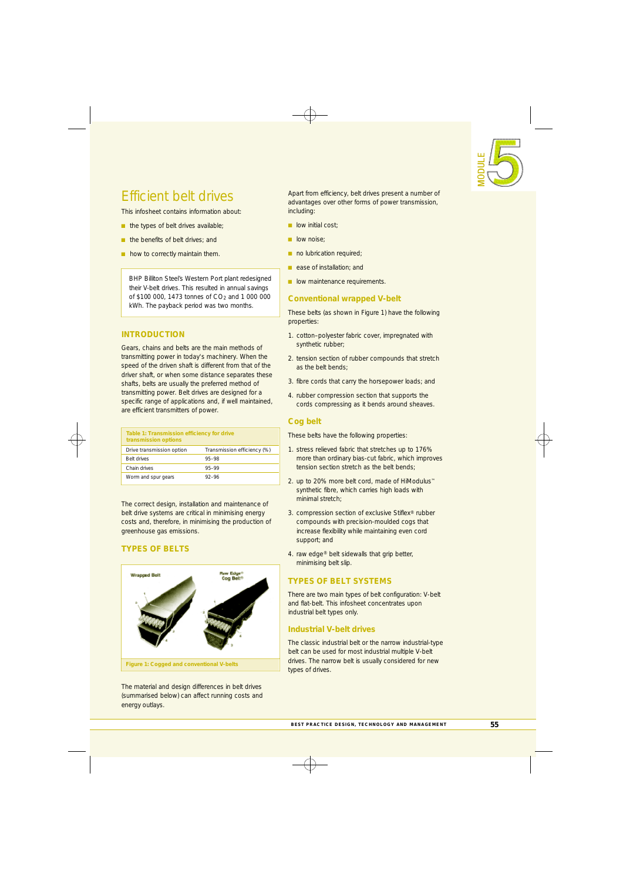# Efficient belt drives

This infosheet contains information about:

- the types of belt drives available;
- the benefits of belt drives; and
- how to correctly maintain them.

BHP Billiton Steel's Western Port plant redesigned their V-belt drives. This resulted in annual savings of $100 000, 1473 tonnes of $CO_2$ and 1 000 000 kWh. The payback period was two months.

## INTRODUCTION

Gears, chains and belts are the main methods of transmitting power in today's machinery. When the speed of the driven shaft is different from that of the driver shaft, or when some distance separates these shafts, belts are usually the preferred method of transmitting power. Belt drives are designed for a specific range of applications and, if well maintained, are efficient transmitters of power.

**Table 1: Transmission efficiency for drive transmission options**

| Drive transmission option | Transmission efficiency (%) |
|---|---|
| Belt drives | 95–98 |
| Chain drives | 95–99 |
| Worm and spur gears | 92–96 |

The correct design, installation and maintenance of belt drive systems are critical in minimising energy costs and, therefore, in minimising the production of greenhouse gas emissions.

## TYPES OF BELTS

Figure 1: Cogged and conventional V-belts

The material and design differences in belt drives (summarised below) can affect running costs and energy outlays.

Apart from efficiency, belt drives present a number of advantages over other forms of power transmission, including:

- low initial cost;
- low noise;
- no lubrication required;
- ease of installation; and
- low maintenance requirements.

### Conventional wrapped V-belt

These belts (as shown in Figure 1) have the following properties:

1. cotton–polyester fabric cover, impregnated with synthetic rubber;
2. tension section of rubber compounds that stretch as the belt bends;
3. fibre cords that carry the horsepower loads; and
4. rubber compression section that supports the cords compressing as it bends around sheaves.

### Cog belt

These belts have the following properties:

1. stress relieved fabric that stretches up to 176% more than ordinary bias-cut fabric, which improves tension section stretch as the belt bends;
2. up to 20% more belt cord, made of HiModulus™ synthetic fibre, which carries high loads with minimal stretch;
3. compression section of exclusive Stiflex® rubber compounds with precision-moulded cogs that increase flexibility while maintaining even cord support; and
4. raw edge® belt sidewalls that grip better, minimising belt slip.

## TYPES OF BELT SYSTEMS

There are two main types of belt configuration: V-belt and flat-belt. This infosheet concentrates upon industrial belt types only.

### Industrial V-belt drives

The classic industrial belt or the narrow industrial-type belt can be used for most industrial multiple V-belt drives. The narrow belt is usually considered for new types of drives.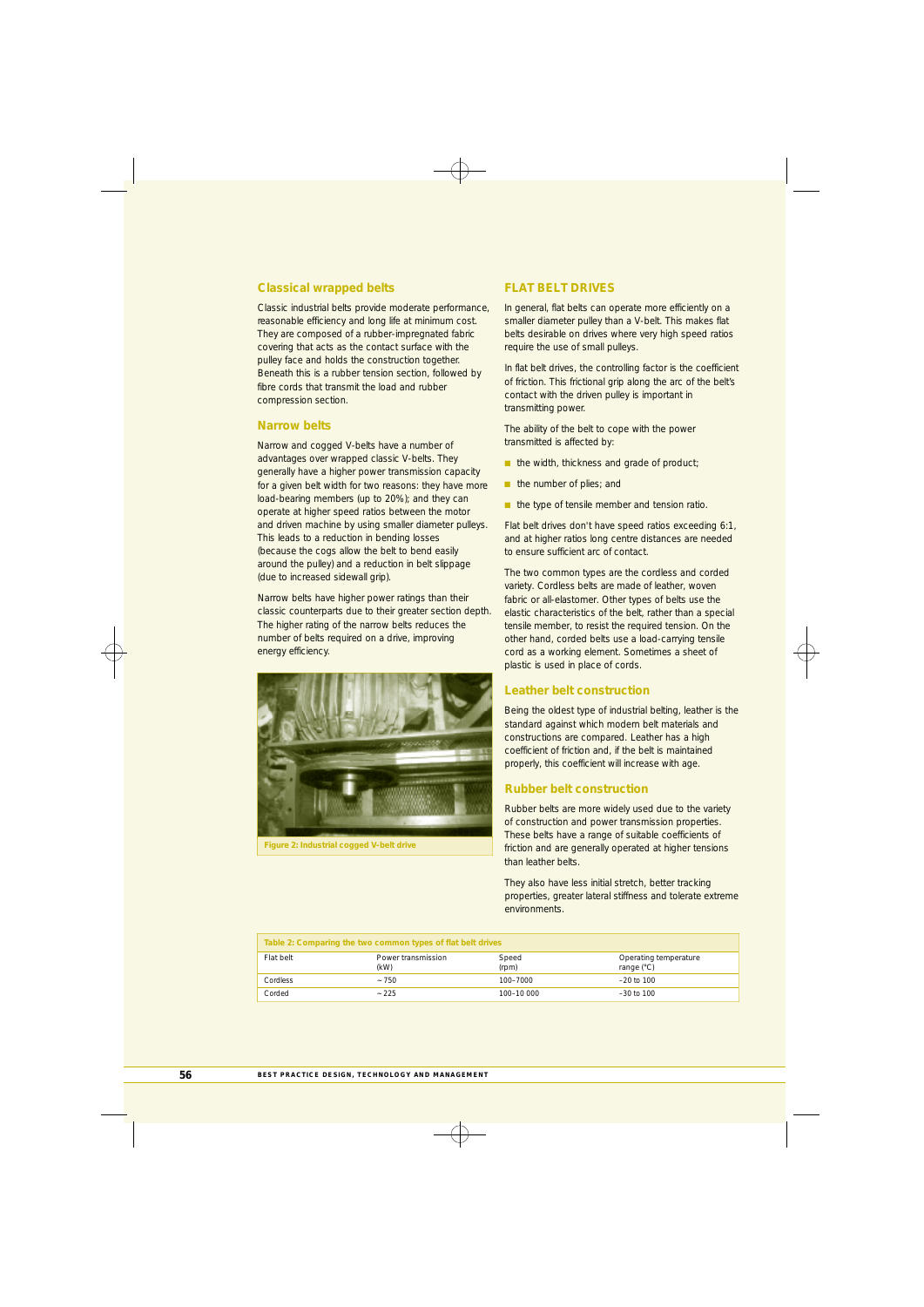## Classical wrapped belts

Classic industrial belts provide moderate performance, reasonable efficiency and long life at minimum cost. They are composed of a rubber-impregnated fabric covering that acts as the contact surface with the pulley face and holds the construction together. Beneath this is a rubber tension section, followed by fibre cords that transmit the load and rubber compression section.

## Narrow belts

Narrow and cogged V-belts have a number of advantages over wrapped classic V-belts. They generally have a higher power transmission capacity for a given belt width for two reasons: they have more load-bearing members (up to 20%); and they can operate at higher speed ratios between the motor and driven machine by using smaller diameter pulleys. This leads to a reduction in bending losses (because the cogs allow the belt to bend easily around the pulley) and a reduction in belt slippage (due to increased sidewall grip).

Narrow belts have higher power ratings than their classic counterparts due to their greater section depth. The higher rating of the narrow belts reduces the number of belts required on a drive, improving energy efficiency.

Figure 2: Industrial cogged V-belt drive

## FLAT BELT DRIVES

In general, flat belts can operate more efficiently on a smaller diameter pulley than a V-belt. This makes flat belts desirable on drives where very high speed ratios require the use of small pulleys.

In flat belt drives, the controlling factor is the coefficient of friction. This frictional grip along the arc of the belt's contact with the driven pulley is important in transmitting power.

The ability of the belt to cope with the power transmitted is affected by:

- the width, thickness and grade of product;
- the number of plies; and
- the type of tensile member and tension ratio.

Flat belt drives don't have speed ratios exceeding 6:1, and at higher ratios long centre distances are needed to ensure sufficient arc of contact.

The two common types are the cordless and corded variety. Cordless belts are made of leather, woven fabric or all-elastomer. Other types of belts use the elastic characteristics of the belt, rather than a special tensile member, to resist the required tension. On the other hand, corded belts use a load-carrying tensile cord as a working element. Sometimes a sheet of plastic is used in place of cords.

## Leather belt construction

Being the oldest type of industrial belting, leather is the standard against which modern belt materials and constructions are compared. Leather has a high coefficient of friction and, if the belt is maintained properly, this coefficient will increase with age.

## Rubber belt construction

Rubber belts are more widely used due to the variety of construction and power transmission properties. These belts have a range of suitable coefficients of friction and are generally operated at higher tensions than leather belts.

They also have less initial stretch, better tracking properties, greater lateral stiffness and tolerate extreme environments.

**Table 2: Comparing the two common types of flat belt drives**

| Flat belt | Power transmission (kW) | Speed (rpm) | Operating temperature range (°C) |
|---|---|---|---|
| Cordless | ~ 750 | 100–7000 | –20 to 100 |
| Corded | ~ 225 | 100–10 000 | –30 to 100 |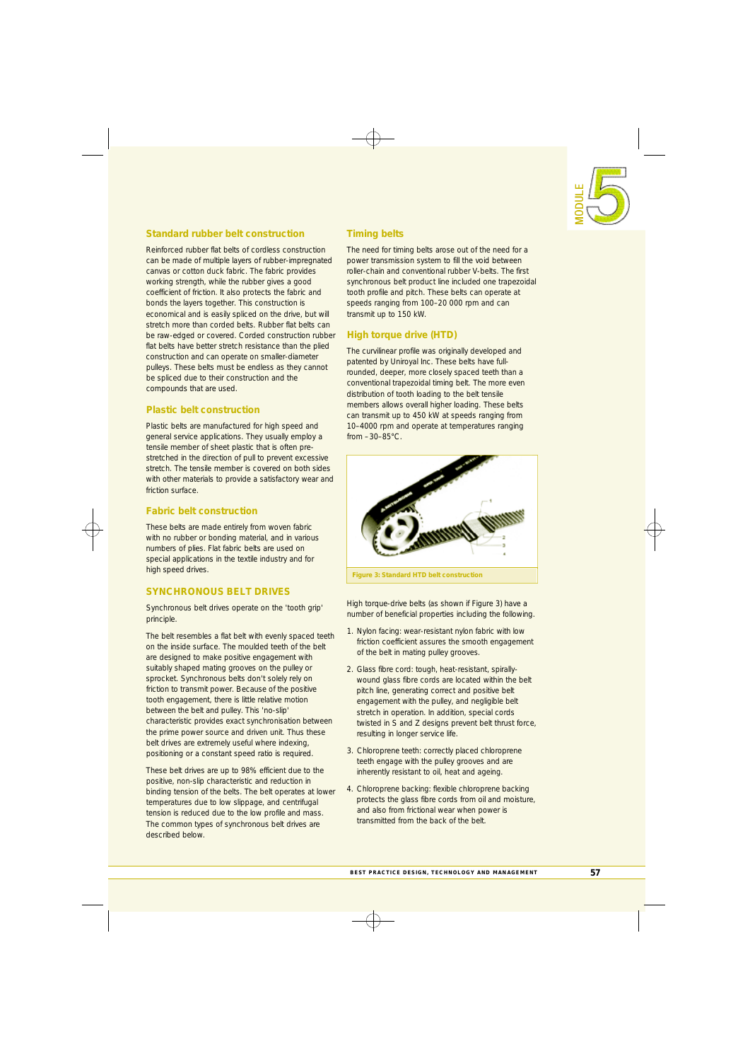## Standard rubber belt construction

Reinforced rubber flat belts of cordless construction can be made of multiple layers of rubber-impregnated canvas or cotton duck fabric. The fabric provides working strength, while the rubber gives a good coefficient of friction. It also protects the fabric and bonds the layers together. This construction is economical and is easily spliced on the drive, but will stretch more than corded belts. Rubber flat belts can be raw-edged or covered. Corded construction rubber flat belts have better stretch resistance than the plied construction and can operate on smaller-diameter pulleys. These belts must be endless as they cannot be spliced due to their construction and the compounds that are used.

## Plastic belt construction

Plastic belts are manufactured for high speed and general service applications. They usually employ a tensile member of sheet plastic that is often pre-stretched in the direction of pull to prevent excessive stretch. The tensile member is covered on both sides with other materials to provide a satisfactory wear and friction surface.

## Fabric belt construction

These belts are made entirely from woven fabric with no rubber or bonding material, and in various numbers of plies. Flat fabric belts are used on special applications in the textile industry and for high speed drives.

## SYNCHRONOUS BELT DRIVES

Synchronous belt drives operate on the 'tooth grip' principle.

The belt resembles a flat belt with evenly spaced teeth on the inside surface. The moulded teeth of the belt are designed to make positive engagement with suitably shaped mating grooves on the pulley or sprocket. Synchronous belts don't solely rely on friction to transmit power. Because of the positive tooth engagement, there is little relative motion between the belt and pulley. This 'no-slip' characteristic provides exact synchronisation between the prime power source and driven unit. Thus these belt drives are extremely useful where indexing, positioning or a constant speed ratio is required.

These belt drives are up to 98% efficient due to the positive, non-slip characteristic and reduction in binding tension of the belts. The belt operates at lower temperatures due to low slippage, and centrifugal tension is reduced due to the low profile and mass. The common types of synchronous belt drives are described below.

## Timing belts

The need for timing belts arose out of the need for a power transmission system to fill the void between roller-chain and conventional rubber V-belts. The first synchronous belt product line included one trapezoidal tooth profile and pitch. These belts can operate at speeds ranging from 100–20 000 rpm and can transmit up to 150 kW.

## High torque drive (HTD)

The curvilinear profile was originally developed and patented by Uniroyal Inc. These belts have full-rounded, deeper, more closely spaced teeth than a conventional trapezoidal timing belt. The more even distribution of tooth loading to the belt tensile members allows overall higher loading. These belts can transmit up to 450 kW at speeds ranging from 10–4000 rpm and operate at temperatures ranging from –30–85°C.

Figure 3: Standard HTD belt construction

High torque-drive belts (as shown if Figure 3) have a number of beneficial properties including the following.

1. Nylon facing: wear-resistant nylon fabric with low friction coefficient assures the smooth engagement of the belt in mating pulley grooves.
2. Glass fibre cord: tough, heat-resistant, spirally-wound glass fibre cords are located within the belt pitch line, generating correct and positive belt engagement with the pulley, and negligible belt stretch in operation. In addition, special cords twisted in S and Z designs prevent belt thrust force, resulting in longer service life.
3. Chloroprene teeth: correctly placed chloroprene teeth engage with the pulley grooves and are inherently resistant to oil, heat and ageing.
4. Chloroprene backing: flexible chloroprene backing protects the glass fibre cords from oil and moisture, and also from frictional wear when power is transmitted from the back of the belt.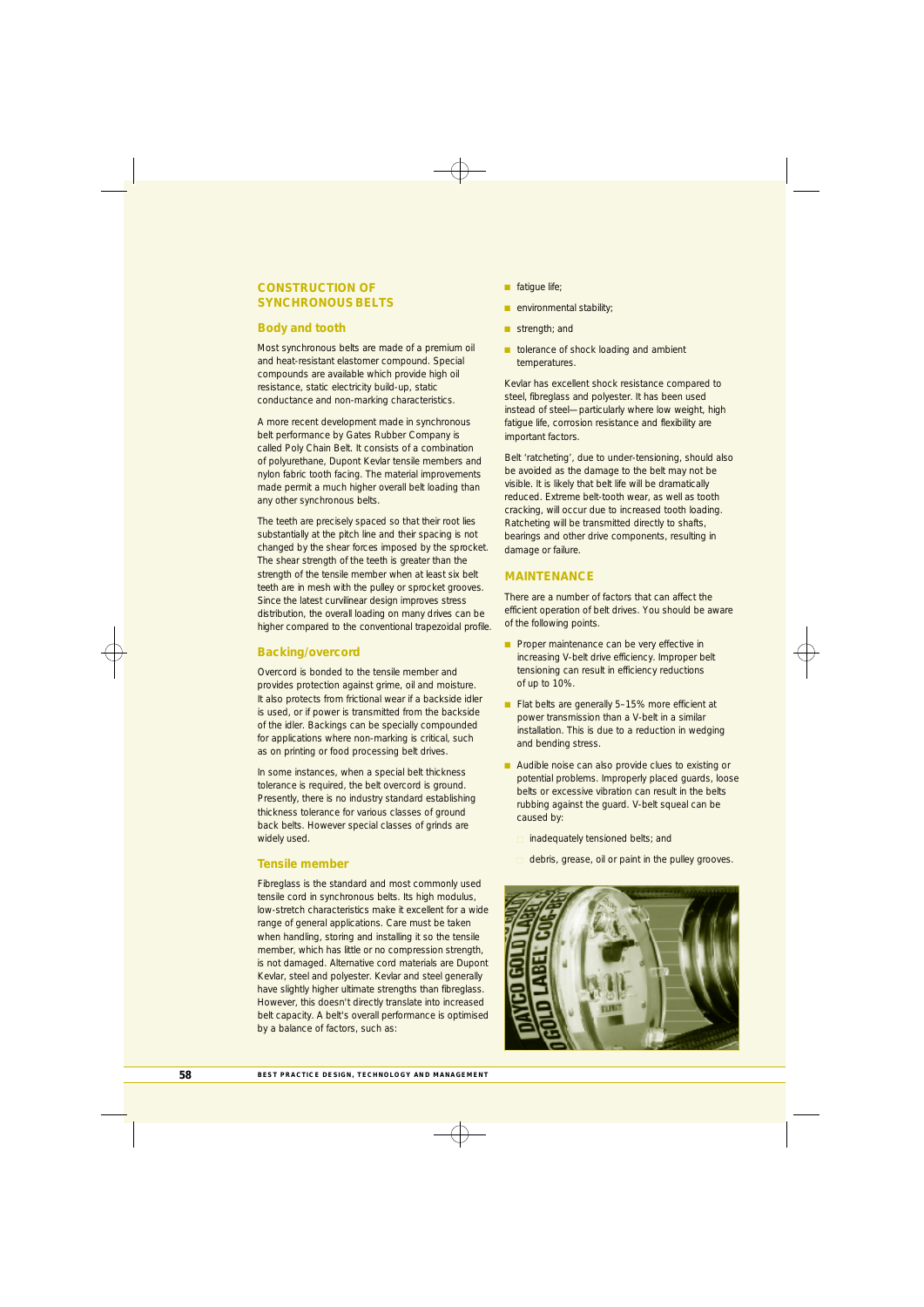## CONSTRUCTION OF SYNCHRONOUS BELTS

### Body and tooth

Most synchronous belts are made of a premium oil and heat-resistant elastomer compound. Special compounds are available which provide high oil resistance, static electricity build-up, static conductance and non-marking characteristics.

A more recent development made in synchronous belt performance by Gates Rubber Company is called Poly Chain Belt. It consists of a combination of polyurethane, Dupont Kevlar tensile members and nylon fabric tooth facing. The material improvements made permit a much higher overall belt loading than any other synchronous belts.

The teeth are precisely spaced so that their root lies substantially at the pitch line and their spacing is not changed by the shear forces imposed by the sprocket. The shear strength of the teeth is greater than the strength of the tensile member when at least six belt teeth are in mesh with the pulley or sprocket grooves. Since the latest curvilinear design improves stress distribution, the overall loading on many drives can be higher compared to the conventional trapezoidal profile.

### Backing/overcord

Overcord is bonded to the tensile member and provides protection against grime, oil and moisture. It also protects from frictional wear if a backside idler is used, or if power is transmitted from the backside of the idler. Backings can be specially compounded for applications where non-marking is critical, such as on printing or food processing belt drives.

In some instances, when a special belt thickness tolerance is required, the belt overcord is ground. Presently, there is no industry standard establishing thickness tolerance for various classes of ground back belts. However special classes of grinds are widely used.

### Tensile member

Fibreglass is the standard and most commonly used tensile cord in synchronous belts. Its high modulus, low-stretch characteristics make it excellent for a wide range of general applications. Care must be taken when handling, storing and installing it so the tensile member, which has little or no compression strength, is not damaged. Alternative cord materials are Dupont Kevlar, steel and polyester. Kevlar and steel generally have slightly higher ultimate strengths than fibreglass. However, this doesn't directly translate into increased belt capacity. A belt's overall performance is optimised by a balance of factors, such as:

- fatigue life;
- environmental stability;
- strength; and
- tolerance of shock loading and ambient temperatures.

Kevlar has excellent shock resistance compared to steel, fibreglass and polyester. It has been used instead of steel—particularly where low weight, high fatigue life, corrosion resistance and flexibility are important factors.

Belt 'ratcheting', due to under-tensioning, should also be avoided as the damage to the belt may not be visible. It is likely that belt life will be dramatically reduced. Extreme belt-tooth wear, as well as tooth cracking, will occur due to increased tooth loading. Ratcheting will be transmitted directly to shafts, bearings and other drive components, resulting in damage or failure.

## MAINTENANCE

There are a number of factors that can affect the efficient operation of belt drives. You should be aware of the following points.

- Proper maintenance can be very effective in increasing V-belt drive efficiency. Improper belt tensioning can result in efficiency reductions of up to 10%.
- Flat belts are generally 5–15% more efficient at power transmission than a V-belt in a similar installation. This is due to a reduction in wedging and bending stress.
- Audible noise can also provide clues to existing or potential problems. Improperly placed guards, loose belts or excessive vibration can result in the belts rubbing against the guard. V-belt squeal can be caused by:
  - inadequately tensioned belts; and
  - debris, grease, oil or paint in the pulley grooves.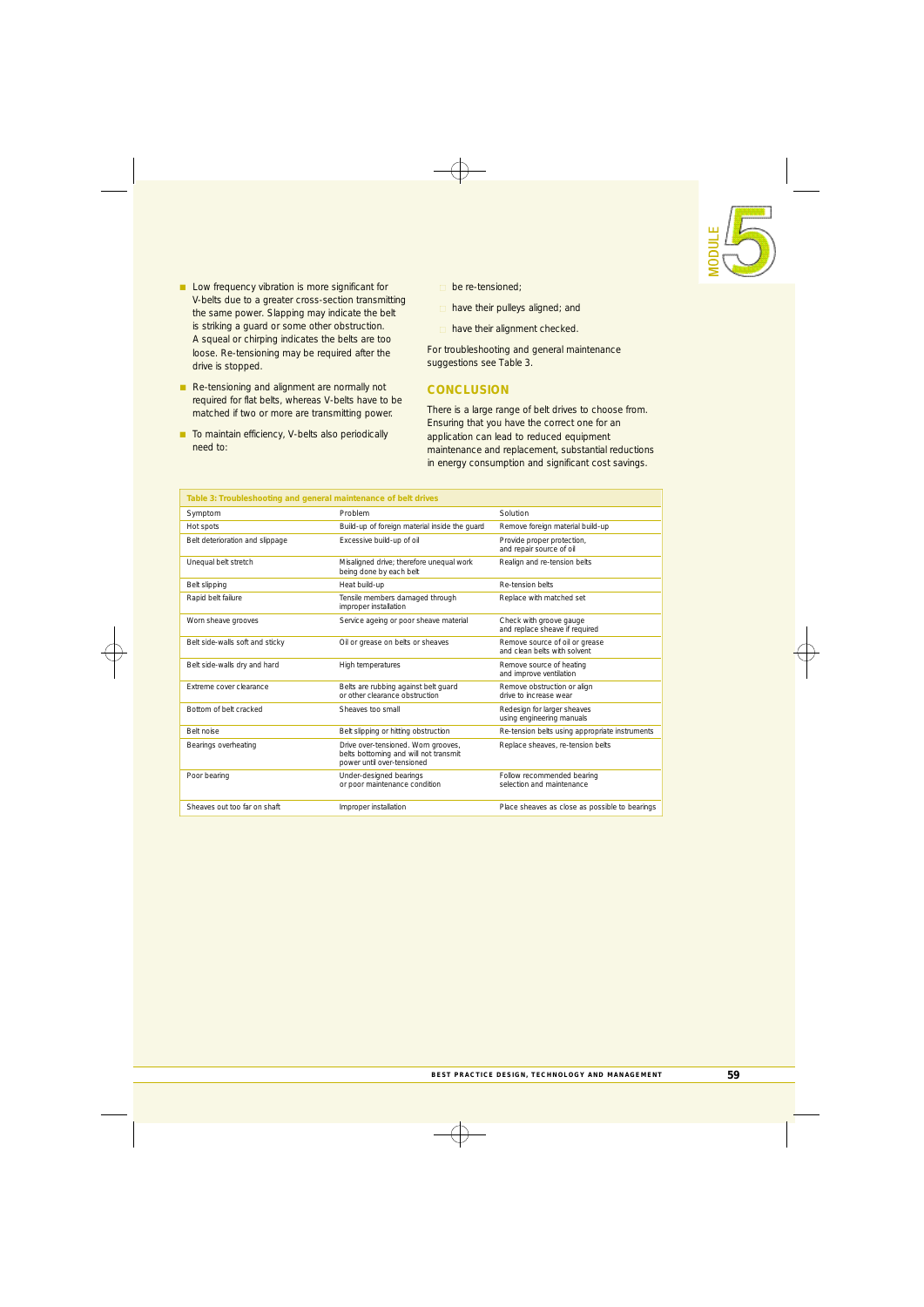- Low frequency vibration is more significant for V-belts due to a greater cross-section transmitting the same power. Slapping may indicate the belt is striking a guard or some other obstruction. A squeal or chirping indicates the belts are too loose. Re-tensioning may be required after the drive is stopped.
- Re-tensioning and alignment are normally not required for flat belts, whereas V-belts have to be matched if two or more are transmitting power.
- To maintain efficiency, V-belts also periodically need to:
  - be re-tensioned;
  - have their pulleys aligned; and
  - have their alignment checked.

For troubleshooting and general maintenance suggestions see Table 3.

## CONCLUSION

There is a large range of belt drives to choose from. Ensuring that you have the correct one for an application can lead to reduced equipment maintenance and replacement, substantial reductions in energy consumption and significant cost savings.

**Table 3: Troubleshooting and general maintenance of belt drives**

| Symptom | Problem | Solution |
|---|---|---|
| Hot spots | Build-up of foreign material inside the guard | Remove foreign material build-up |
| Belt deterioration and slippage | Excessive build-up of oil | Provide proper protection, and repair source of oil |
| Unequal belt stretch | Misaligned drive; therefore unequal work being done by each belt | Realign and re-tension belts |
| Belt slipping | Heat build-up | Re-tension belts |
| Rapid belt failure | Tensile members damaged through improper installation | Replace with matched set |
| Worn sheave grooves | Service ageing or poor sheave material | Check with groove gauge and replace sheave if required |
| Belt side-walls soft and sticky | Oil or grease on belts or sheaves | Remove source of oil or grease and clean belts with solvent |
| Belt side-walls dry and hard | High temperatures | Remove source of heating and improve ventilation |
| Extreme cover clearance | Belts are rubbing against belt guard or other clearance obstruction | Remove obstruction or align drive to increase wear |
| Bottom of belt cracked | Sheaves too small | Redesign for larger sheaves using engineering manuals |
| Belt noise | Belt slipping or hitting obstruction | Re-tension belts using appropriate instruments |
| Bearings overheating | Drive over-tensioned. Worn grooves, belts bottoming and will not transmit power until over-tensioned | Replace sheaves, re-tension belts |
| Poor bearing | Under-designed bearings or poor maintenance condition | Follow recommended bearing selection and maintenance |
| Sheaves out too far on shaft | Improper installation | Place sheaves as close as possible to bearings |